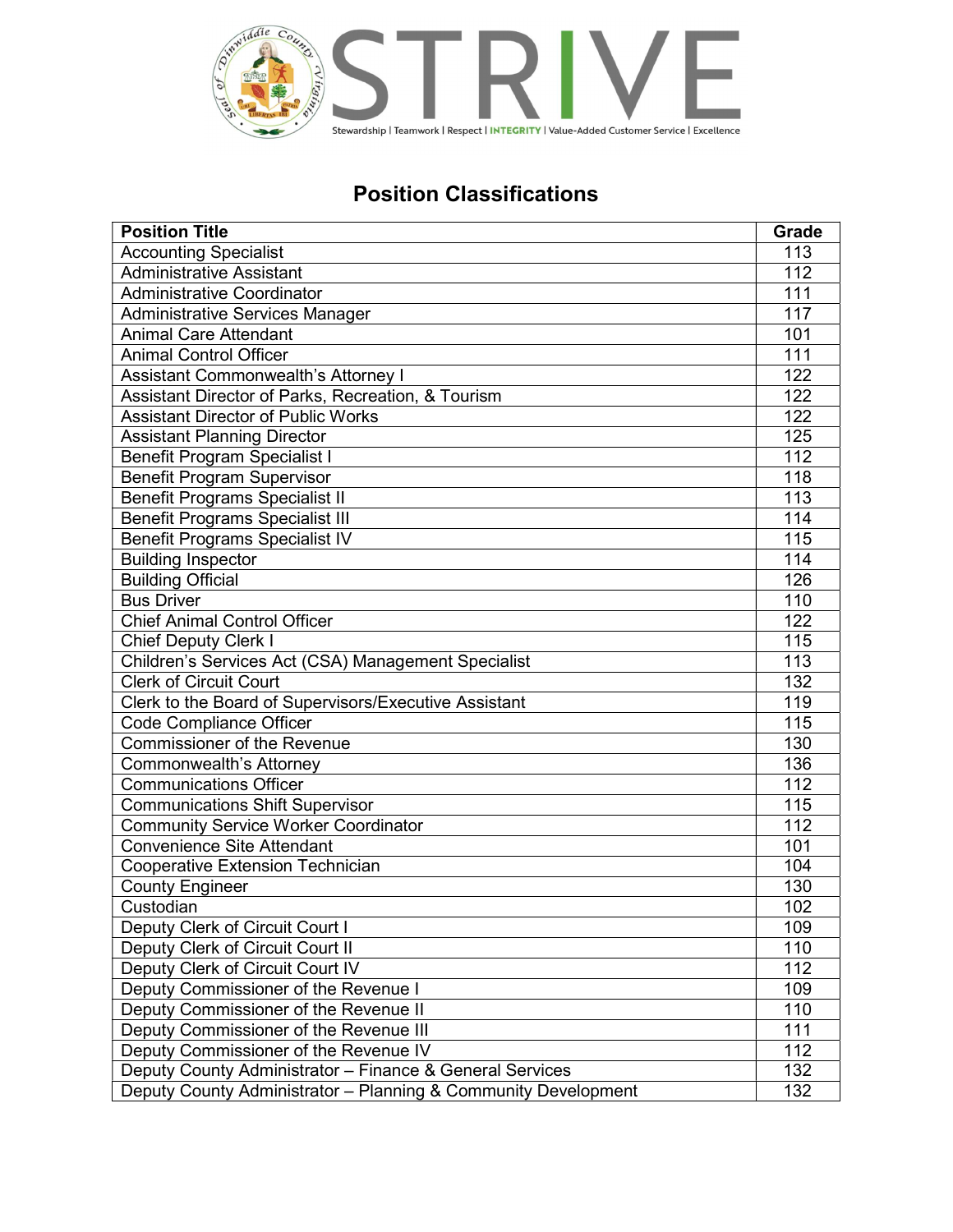STRIVE

Stewardship | Teamwork | Respect | INTEGRITY | Value-Added Customer Service | Excellence

## Position Classifications

| Position Title | Grade |
|---|---|
| Accounting Specialist | 113 |
| Administrative Assistant | 112 |
| Administrative Coordinator | 111 |
| Administrative Services Manager | 117 |
| Animal Care Attendant | 101 |
| Animal Control Officer | 111 |
| Assistant Commonwealth's Attorney I | 122 |
| Assistant Director of Parks, Recreation, & Tourism | 122 |
| Assistant Director of Public Works | 122 |
| Assistant Planning Director | 125 |
| Benefit Program Specialist I | 112 |
| Benefit Program Supervisor | 118 |
| Benefit Programs Specialist II | 113 |
| Benefit Programs Specialist III | 114 |
| Benefit Programs Specialist IV | 115 |
| Building Inspector | 114 |
| Building Official | 126 |
| Bus Driver | 110 |
| Chief Animal Control Officer | 122 |
| Chief Deputy Clerk I | 115 |
| Children's Services Act (CSA) Management Specialist | 113 |
| Clerk of Circuit Court | 132 |
| Clerk to the Board of Supervisors/Executive Assistant | 119 |
| Code Compliance Officer | 115 |
| Commissioner of the Revenue | 130 |
| Commonwealth's Attorney | 136 |
| Communications Officer | 112 |
| Communications Shift Supervisor | 115 |
| Community Service Worker Coordinator | 112 |
| Convenience Site Attendant | 101 |
| Cooperative Extension Technician | 104 |
| County Engineer | 130 |
| Custodian | 102 |
| Deputy Clerk of Circuit Court I | 109 |
| Deputy Clerk of Circuit Court II | 110 |
| Deputy Clerk of Circuit Court IV | 112 |
| Deputy Commissioner of the Revenue I | 109 |
| Deputy Commissioner of the Revenue II | 110 |
| Deputy Commissioner of the Revenue III | 111 |
| Deputy Commissioner of the Revenue IV | 112 |
| Deputy County Administrator – Finance & General Services | 132 |
| Deputy County Administrator – Planning & Community Development | 132 |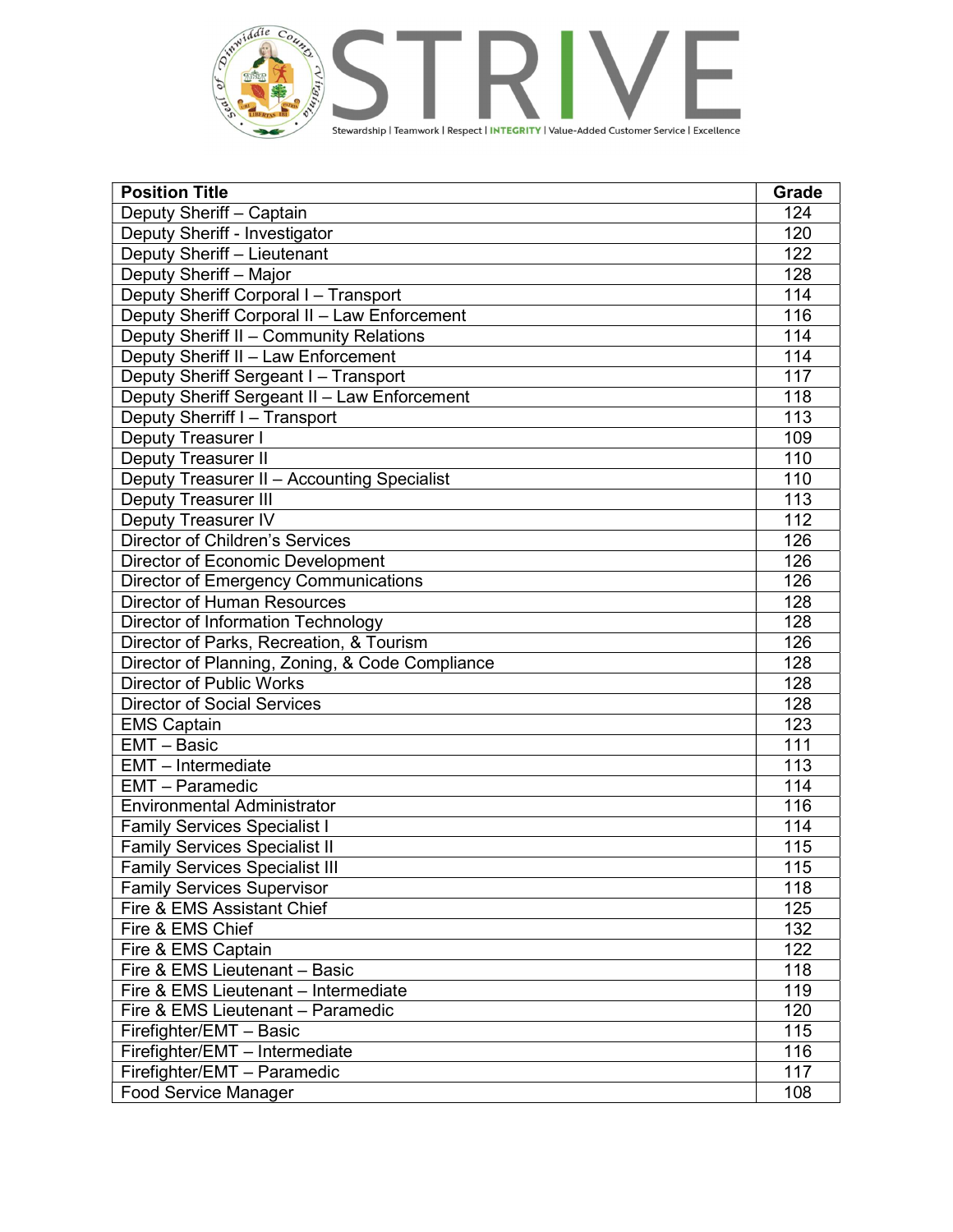| Position Title | Grade |
|---|---|
| Deputy Sheriff – Captain | 124 |
| Deputy Sheriff - Investigator | 120 |
| Deputy Sheriff – Lieutenant | 122 |
| Deputy Sheriff – Major | 128 |
| Deputy Sheriff Corporal I – Transport | 114 |
| Deputy Sheriff Corporal II – Law Enforcement | 116 |
| Deputy Sheriff II – Community Relations | 114 |
| Deputy Sheriff II – Law Enforcement | 114 |
| Deputy Sheriff Sergeant I – Transport | 117 |
| Deputy Sheriff Sergeant II – Law Enforcement | 118 |
| Deputy Sherriff I – Transport | 113 |
| Deputy Treasurer I | 109 |
| Deputy Treasurer II | 110 |
| Deputy Treasurer II – Accounting Specialist | 110 |
| Deputy Treasurer III | 113 |
| Deputy Treasurer IV | 112 |
| Director of Children's Services | 126 |
| Director of Economic Development | 126 |
| Director of Emergency Communications | 126 |
| Director of Human Resources | 128 |
| Director of Information Technology | 128 |
| Director of Parks, Recreation, & Tourism | 126 |
| Director of Planning, Zoning, & Code Compliance | 128 |
| Director of Public Works | 128 |
| Director of Social Services | 128 |
| EMS Captain | 123 |
| EMT – Basic | 111 |
| EMT – Intermediate | 113 |
| EMT – Paramedic | 114 |
| Environmental Administrator | 116 |
| Family Services Specialist I | 114 |
| Family Services Specialist II | 115 |
| Family Services Specialist III | 115 |
| Family Services Supervisor | 118 |
| Fire & EMS Assistant Chief | 125 |
| Fire & EMS Chief | 132 |
| Fire & EMS Captain | 122 |
| Fire & EMS Lieutenant – Basic | 118 |
| Fire & EMS Lieutenant – Intermediate | 119 |
| Fire & EMS Lieutenant – Paramedic | 120 |
| Firefighter/EMT – Basic | 115 |
| Firefighter/EMT – Intermediate | 116 |
| Firefighter/EMT – Paramedic | 117 |
| Food Service Manager | 108 |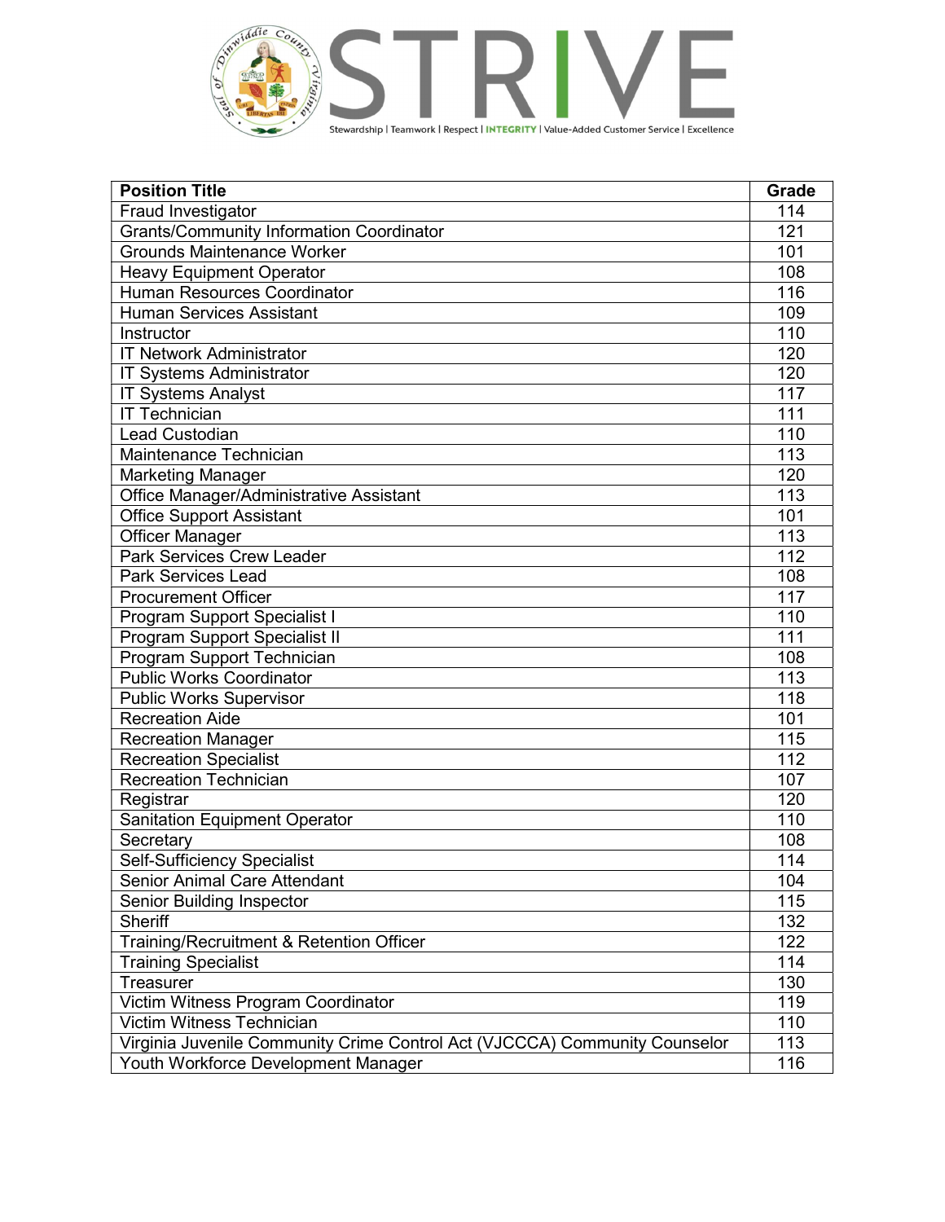| Position Title | Grade |
|---|---|
| Fraud Investigator | 114 |
| Grants/Community Information Coordinator | 121 |
| Grounds Maintenance Worker | 101 |
| Heavy Equipment Operator | 108 |
| Human Resources Coordinator | 116 |
| Human Services Assistant | 109 |
| Instructor | 110 |
| IT Network Administrator | 120 |
| IT Systems Administrator | 120 |
| IT Systems Analyst | 117 |
| IT Technician | 111 |
| Lead Custodian | 110 |
| Maintenance Technician | 113 |
| Marketing Manager | 120 |
| Office Manager/Administrative Assistant | 113 |
| Office Support Assistant | 101 |
| Officer Manager | 113 |
| Park Services Crew Leader | 112 |
| Park Services Lead | 108 |
| Procurement Officer | 117 |
| Program Support Specialist I | 110 |
| Program Support Specialist II | 111 |
| Program Support Technician | 108 |
| Public Works Coordinator | 113 |
| Public Works Supervisor | 118 |
| Recreation Aide | 101 |
| Recreation Manager | 115 |
| Recreation Specialist | 112 |
| Recreation Technician | 107 |
| Registrar | 120 |
| Sanitation Equipment Operator | 110 |
| Secretary | 108 |
| Self-Sufficiency Specialist | 114 |
| Senior Animal Care Attendant | 104 |
| Senior Building Inspector | 115 |
| Sheriff | 132 |
| Training/Recruitment & Retention Officer | 122 |
| Training Specialist | 114 |
| Treasurer | 130 |
| Victim Witness Program Coordinator | 119 |
| Victim Witness Technician | 110 |
| Virginia Juvenile Community Crime Control Act (VJCCCA) Community Counselor | 113 |
| Youth Workforce Development Manager | 116 |